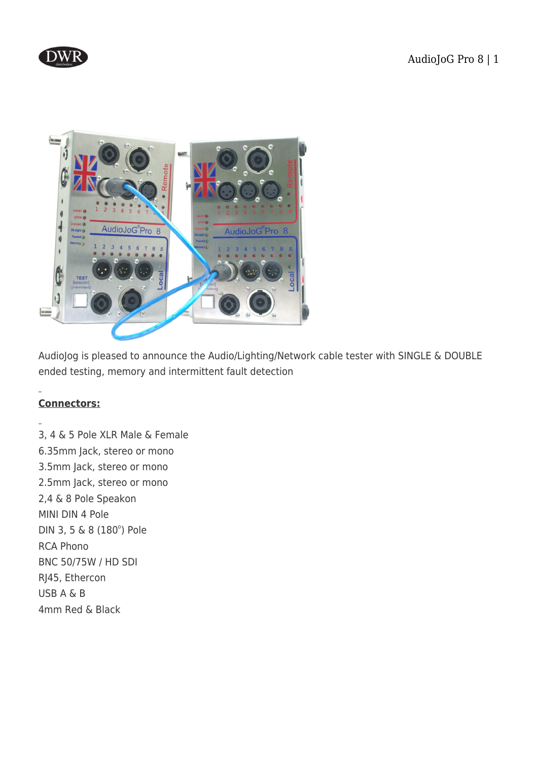AudioJog is pleased to announce the Audio/Lighting/Network cable tester with SINGLE & DOUBLE ended testing, memory and intermittent fault detection

**Connectors:**

3, 4 & 5 Pole XLR Male & Female
6.35mm Jack, stereo or mono
3.5mm Jack, stereo or mono
2.5mm Jack, stereo or mono
2,4 & 8 Pole Speakon
MINI DIN 4 Pole
DIN 3, 5 & 8 (180°) Pole
RCA Phono
BNC 50/75W / HD SDI
RJ45, Ethercon
USB A & B
4mm Red & Black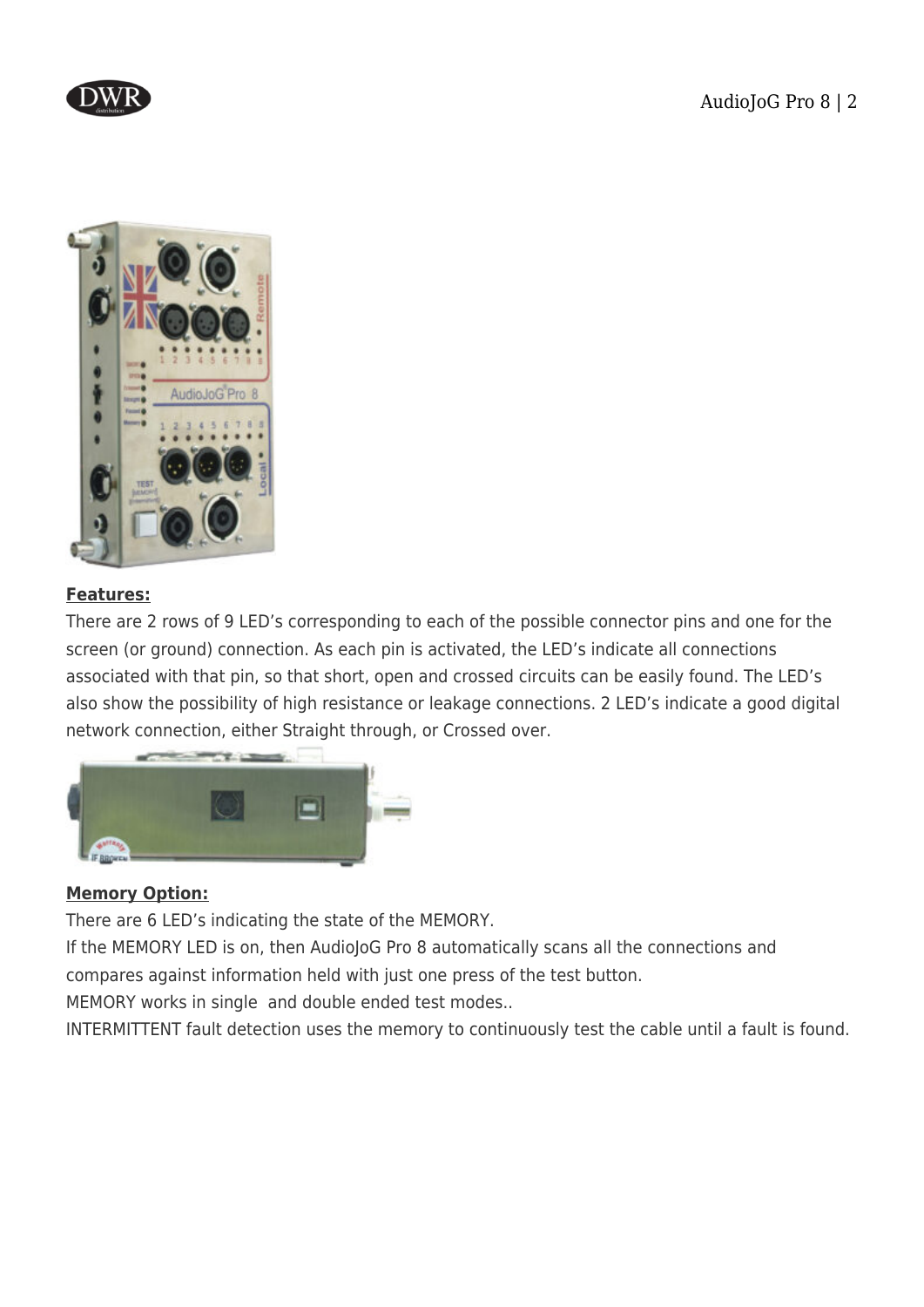**Features:**

There are 2 rows of 9 LED's corresponding to each of the possible connector pins and one for the screen (or ground) connection. As each pin is activated, the LED's indicate all connections associated with that pin, so that short, open and crossed circuits can be easily found. The LED's also show the possibility of high resistance or leakage connections. 2 LED's indicate a good digital network connection, either Straight through, or Crossed over.

**Memory Option:**

There are 6 LED's indicating the state of the MEMORY.

If the MEMORY LED is on, then AudioJoG Pro 8 automatically scans all the connections and compares against information held with just one press of the test button.

MEMORY works in single  and double ended test modes..

INTERMITTENT fault detection uses the memory to continuously test the cable until a fault is found.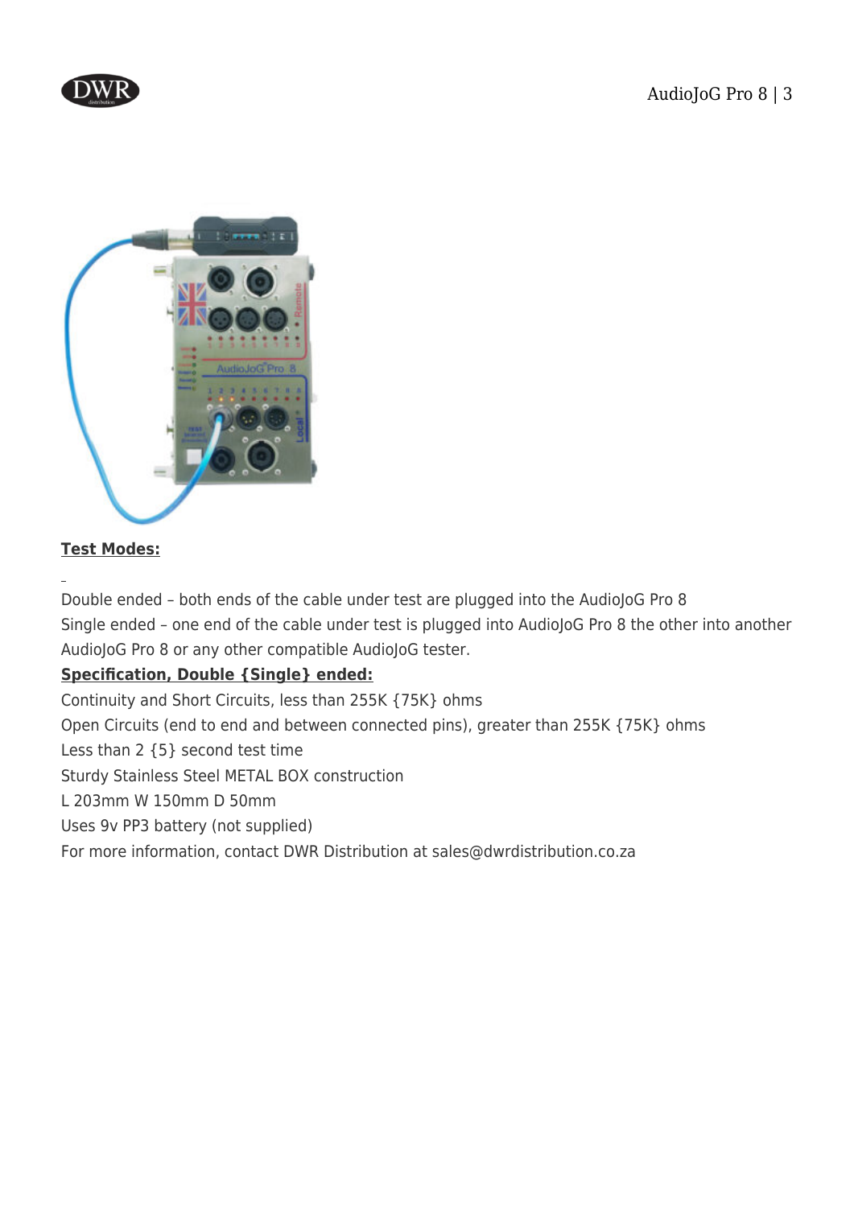**Test Modes:**

Double ended – both ends of the cable under test are plugged into the AudioJoG Pro 8
Single ended – one end of the cable under test is plugged into AudioJoG Pro 8 the other into another AudioJoG Pro 8 or any other compatible AudioJoG tester.

**Specification, Double {Single} ended:**

Continuity and Short Circuits, less than 255K {75K} ohms
Open Circuits (end to end and between connected pins), greater than 255K {75K} ohms
Less than 2 {5} second test time
Sturdy Stainless Steel METAL BOX construction
L 203mm W 150mm D 50mm
Uses 9v PP3 battery (not supplied)
For more information, contact DWR Distribution at sales@dwrdistribution.co.za